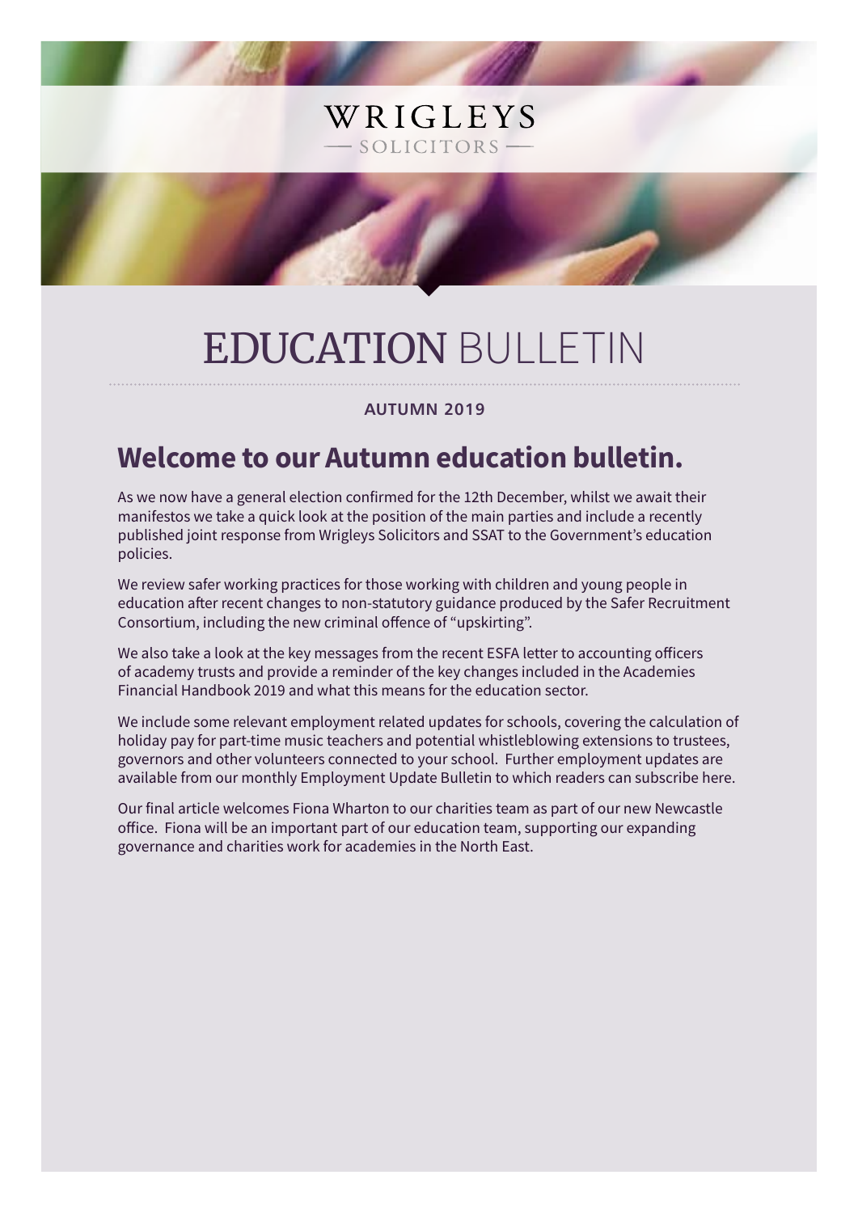WRIGLEYS

— SOLICITORS —

# EDUCATION BULLETIN

**AUTUMN 2019**

## Welcome to our Autumn education bulletin.

As we now have a general election confirmed for the 12th December, whilst we await their manifestos we take a quick look at the position of the main parties and include a recently published joint response from Wrigleys Solicitors and SSAT to the Government's education policies.

We review safer working practices for those working with children and young people in education after recent changes to non-statutory guidance produced by the Safer Recruitment Consortium, including the new criminal offence of "upskirting".

We also take a look at the key messages from the recent ESFA letter to accounting officers of academy trusts and provide a reminder of the key changes included in the Academies Financial Handbook 2019 and what this means for the education sector.

We include some relevant employment related updates for schools, covering the calculation of holiday pay for part-time music teachers and potential whistleblowing extensions to trustees, governors and other volunteers connected to your school. Further employment updates are available from our monthly Employment Update Bulletin to which readers can subscribe here.

Our final article welcomes Fiona Wharton to our charities team as part of our new Newcastle office. Fiona will be an important part of our education team, supporting our expanding governance and charities work for academies in the North East.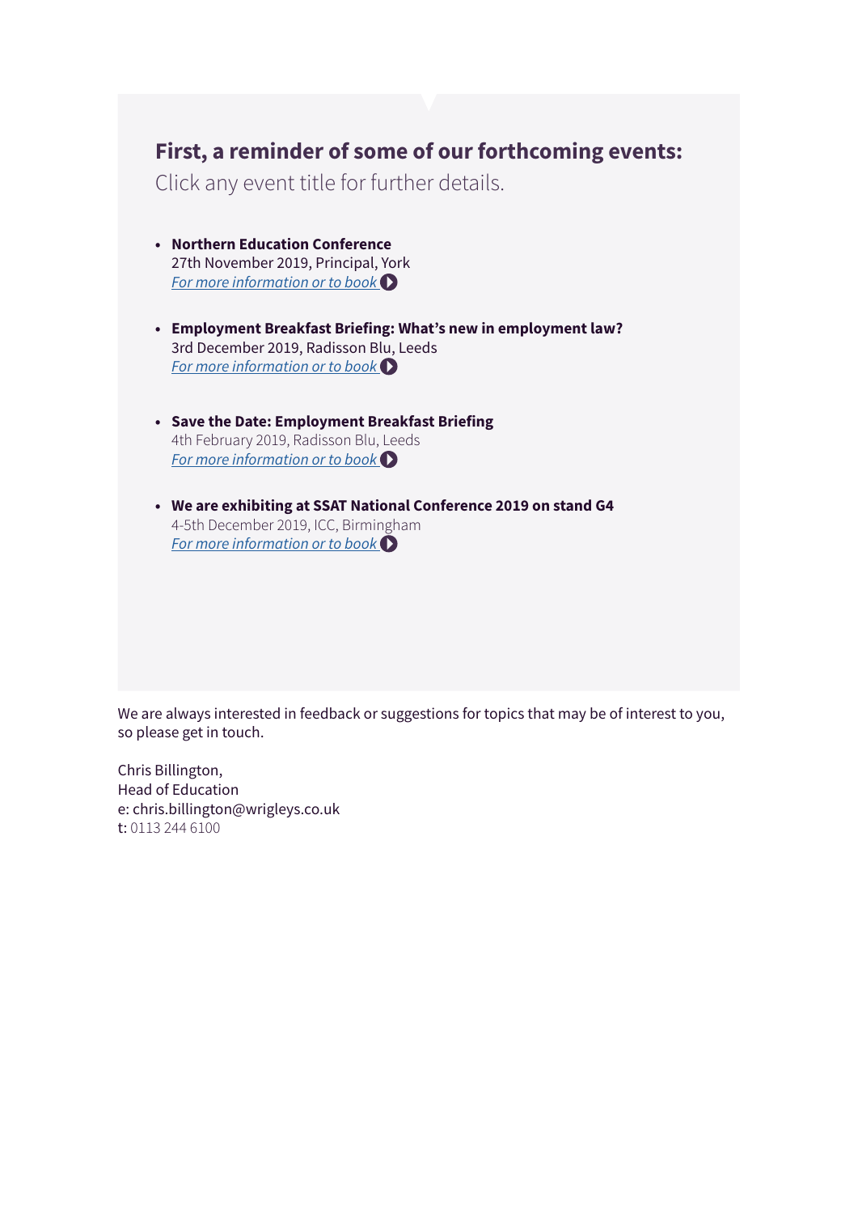## First, a reminder of some of our forthcoming events:

Click any event title for further details.

- **Northern Education Conference**
  27th November 2019, Principal, York
  *For more information or to book*

- **Employment Breakfast Briefing: What's new in employment law?**
  3rd December 2019, Radisson Blu, Leeds
  *For more information or to book*

- **Save the Date: Employment Breakfast Briefing**
  4th February 2019, Radisson Blu, Leeds
  *For more information or to book*

- **We are exhibiting at SSAT National Conference 2019 on stand G4**
  4-5th December 2019, ICC, Birmingham
  *For more information or to book*

We are always interested in feedback or suggestions for topics that may be of interest to you, so please get in touch.

Chris Billington,
Head of Education
e: chris.billington@wrigleys.co.uk
t: 0113 244 6100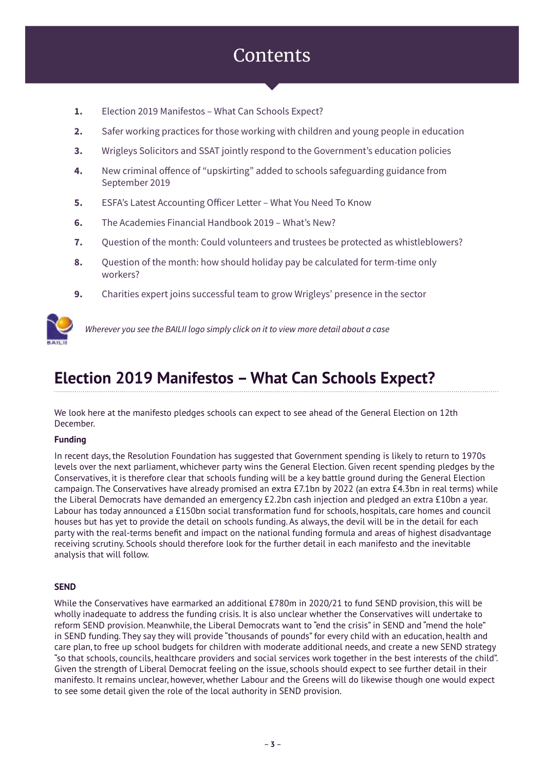# Contents

1. Election 2019 Manifestos – What Can Schools Expect?
2. Safer working practices for those working with children and young people in education
3. Wrigleys Solicitors and SSAT jointly respond to the Government's education policies
4. New criminal offence of "upskirting" added to schools safeguarding guidance from September 2019
5. ESFA's Latest Accounting Officer Letter – What You Need To Know
6. The Academies Financial Handbook 2019 – What's New?
7. Question of the month: Could volunteers and trustees be protected as whistleblowers?
8. Question of the month: how should holiday pay be calculated for term-time only workers?
9. Charities expert joins successful team to grow Wrigleys' presence in the sector

*Wherever you see the BAILII logo simply click on it to view more detail about a case*

## Election 2019 Manifestos – What Can Schools Expect?

We look here at the manifesto pledges schools can expect to see ahead of the General Election on 12th December.

**Funding**

In recent days, the Resolution Foundation has suggested that Government spending is likely to return to 1970s levels over the next parliament, whichever party wins the General Election. Given recent spending pledges by the Conservatives, it is therefore clear that schools funding will be a key battle ground during the General Election campaign. The Conservatives have already promised an extra £7.1bn by 2022 (an extra £4.3bn in real terms) while the Liberal Democrats have demanded an emergency £2.2bn cash injection and pledged an extra £10bn a year. Labour has today announced a £150bn social transformation fund for schools, hospitals, care homes and council houses but has yet to provide the detail on schools funding. As always, the devil will be in the detail for each party with the real-terms benefit and impact on the national funding formula and areas of highest disadvantage receiving scrutiny. Schools should therefore look for the further detail in each manifesto and the inevitable analysis that will follow.

**SEND**

While the Conservatives have earmarked an additional £780m in 2020/21 to fund SEND provision, this will be wholly inadequate to address the funding crisis. It is also unclear whether the Conservatives will undertake to reform SEND provision. Meanwhile, the Liberal Democrats want to "end the crisis" in SEND and "mend the hole" in SEND funding. They say they will provide "thousands of pounds" for every child with an education, health and care plan, to free up school budgets for children with moderate additional needs, and create a new SEND strategy "so that schools, councils, healthcare providers and social services work together in the best interests of the child". Given the strength of Liberal Democrat feeling on the issue, schools should expect to see further detail in their manifesto. It remains unclear, however, whether Labour and the Greens will do likewise though one would expect to see some detail given the role of the local authority in SEND provision.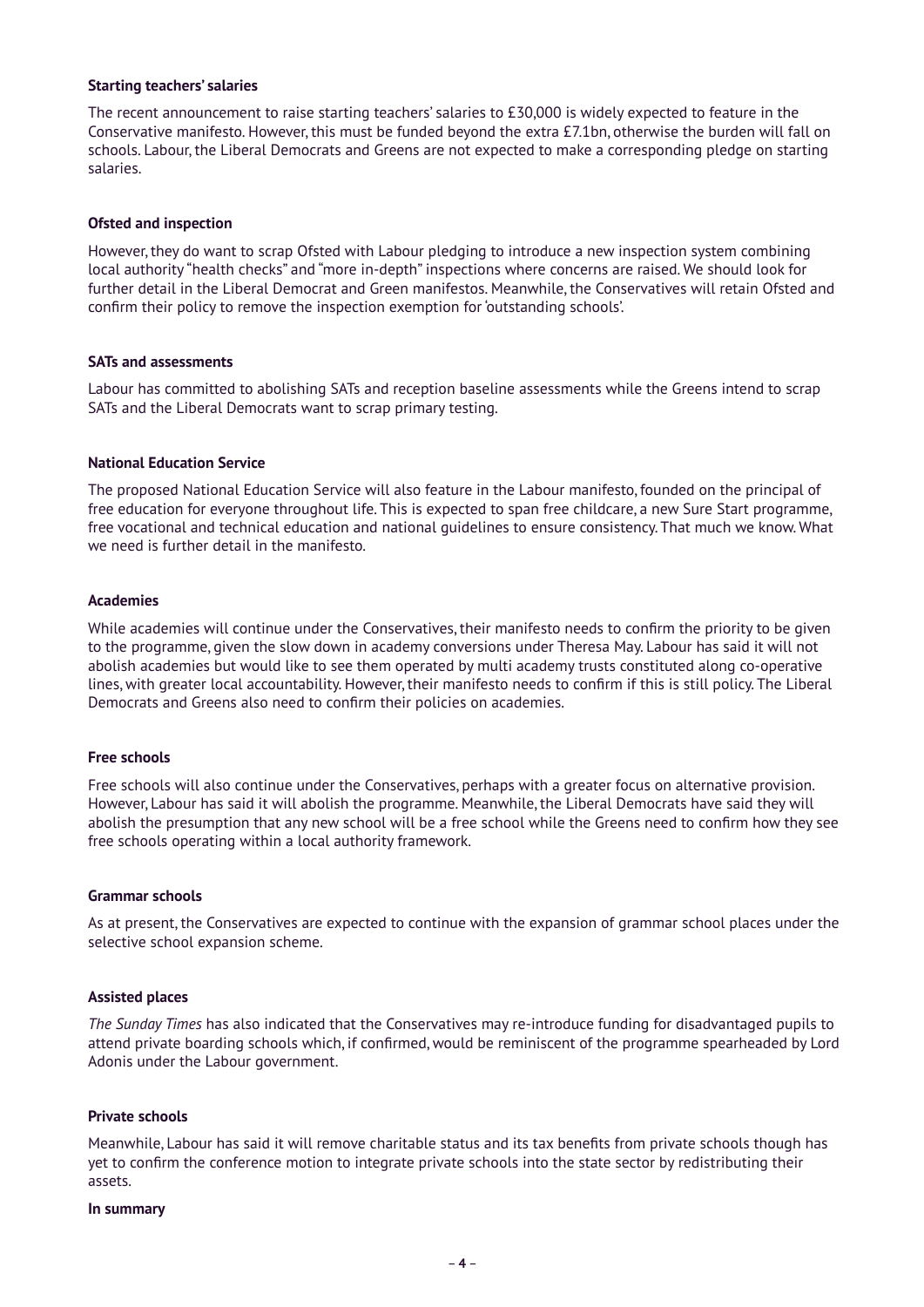**Starting teachers' salaries**

The recent announcement to raise starting teachers' salaries to £30,000 is widely expected to feature in the Conservative manifesto. However, this must be funded beyond the extra £7.1bn, otherwise the burden will fall on schools. Labour, the Liberal Democrats and Greens are not expected to make a corresponding pledge on starting salaries.

**Ofsted and inspection**

However, they do want to scrap Ofsted with Labour pledging to introduce a new inspection system combining local authority "health checks" and "more in-depth" inspections where concerns are raised. We should look for further detail in the Liberal Democrat and Green manifestos. Meanwhile, the Conservatives will retain Ofsted and confirm their policy to remove the inspection exemption for 'outstanding schools'.

**SATs and assessments**

Labour has committed to abolishing SATs and reception baseline assessments while the Greens intend to scrap SATs and the Liberal Democrats want to scrap primary testing.

**National Education Service**

The proposed National Education Service will also feature in the Labour manifesto, founded on the principal of free education for everyone throughout life. This is expected to span free childcare, a new Sure Start programme, free vocational and technical education and national guidelines to ensure consistency. That much we know. What we need is further detail in the manifesto.

**Academies**

While academies will continue under the Conservatives, their manifesto needs to confirm the priority to be given to the programme, given the slow down in academy conversions under Theresa May. Labour has said it will not abolish academies but would like to see them operated by multi academy trusts constituted along co-operative lines, with greater local accountability. However, their manifesto needs to confirm if this is still policy. The Liberal Democrats and Greens also need to confirm their policies on academies.

**Free schools**

Free schools will also continue under the Conservatives, perhaps with a greater focus on alternative provision. However, Labour has said it will abolish the programme. Meanwhile, the Liberal Democrats have said they will abolish the presumption that any new school will be a free school while the Greens need to confirm how they see free schools operating within a local authority framework.

**Grammar schools**

As at present, the Conservatives are expected to continue with the expansion of grammar school places under the selective school expansion scheme.

**Assisted places**

*The Sunday Times* has also indicated that the Conservatives may re-introduce funding for disadvantaged pupils to attend private boarding schools which, if confirmed, would be reminiscent of the programme spearheaded by Lord Adonis under the Labour government.

**Private schools**

Meanwhile, Labour has said it will remove charitable status and its tax benefits from private schools though has yet to confirm the conference motion to integrate private schools into the state sector by redistributing their assets.

**In summary**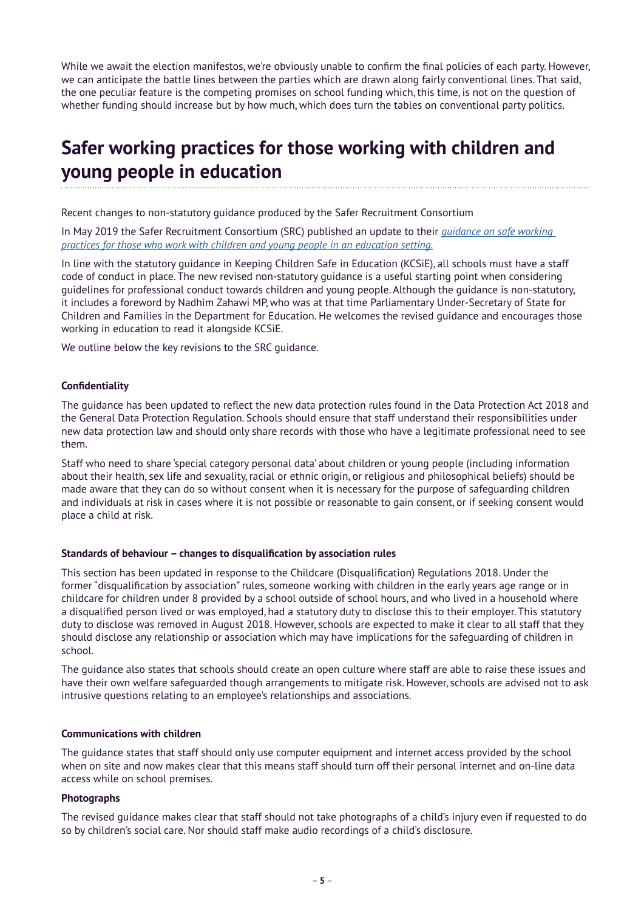While we await the election manifestos, we're obviously unable to confirm the final policies of each party. However, we can anticipate the battle lines between the parties which are drawn along fairly conventional lines. That said, the one peculiar feature is the competing promises on school funding which, this time, is not on the question of whether funding should increase but by how much, which does turn the tables on conventional party politics.

## Safer working practices for those working with children and young people in education

Recent changes to non-statutory guidance produced by the Safer Recruitment Consortium

In May 2019 the Safer Recruitment Consortium (SRC) published an update to their *guidance on safe working practices for those who work with children and young people in an education setting.*

In line with the statutory guidance in Keeping Children Safe in Education (KCSiE), all schools must have a staff code of conduct in place. The new revised non-statutory guidance is a useful starting point when considering guidelines for professional conduct towards children and young people. Although the guidance is non-statutory, it includes a foreword by Nadhim Zahawi MP, who was at that time Parliamentary Under-Secretary of State for Children and Families in the Department for Education. He welcomes the revised guidance and encourages those working in education to read it alongside KCSiE.

We outline below the key revisions to the SRC guidance.

**Confidentiality**

The guidance has been updated to reflect the new data protection rules found in the Data Protection Act 2018 and the General Data Protection Regulation. Schools should ensure that staff understand their responsibilities under new data protection law and should only share records with those who have a legitimate professional need to see them.

Staff who need to share 'special category personal data' about children or young people (including information about their health, sex life and sexuality, racial or ethnic origin, or religious and philosophical beliefs) should be made aware that they can do so without consent when it is necessary for the purpose of safeguarding children and individuals at risk in cases where it is not possible or reasonable to gain consent, or if seeking consent would place a child at risk.

**Standards of behaviour – changes to disqualification by association rules**

This section has been updated in response to the Childcare (Disqualification) Regulations 2018. Under the former "disqualification by association" rules, someone working with children in the early years age range or in childcare for children under 8 provided by a school outside of school hours, and who lived in a household where a disqualified person lived or was employed, had a statutory duty to disclose this to their employer. This statutory duty to disclose was removed in August 2018. However, schools are expected to make it clear to all staff that they should disclose any relationship or association which may have implications for the safeguarding of children in school.

The guidance also states that schools should create an open culture where staff are able to raise these issues and have their own welfare safeguarded though arrangements to mitigate risk. However, schools are advised not to ask intrusive questions relating to an employee's relationships and associations.

**Communications with children**

The guidance states that staff should only use computer equipment and internet access provided by the school when on site and now makes clear that this means staff should turn off their personal internet and on-line data access while on school premises.

**Photographs**

The revised guidance makes clear that staff should not take photographs of a child's injury even if requested to do so by children's social care. Nor should staff make audio recordings of a child's disclosure.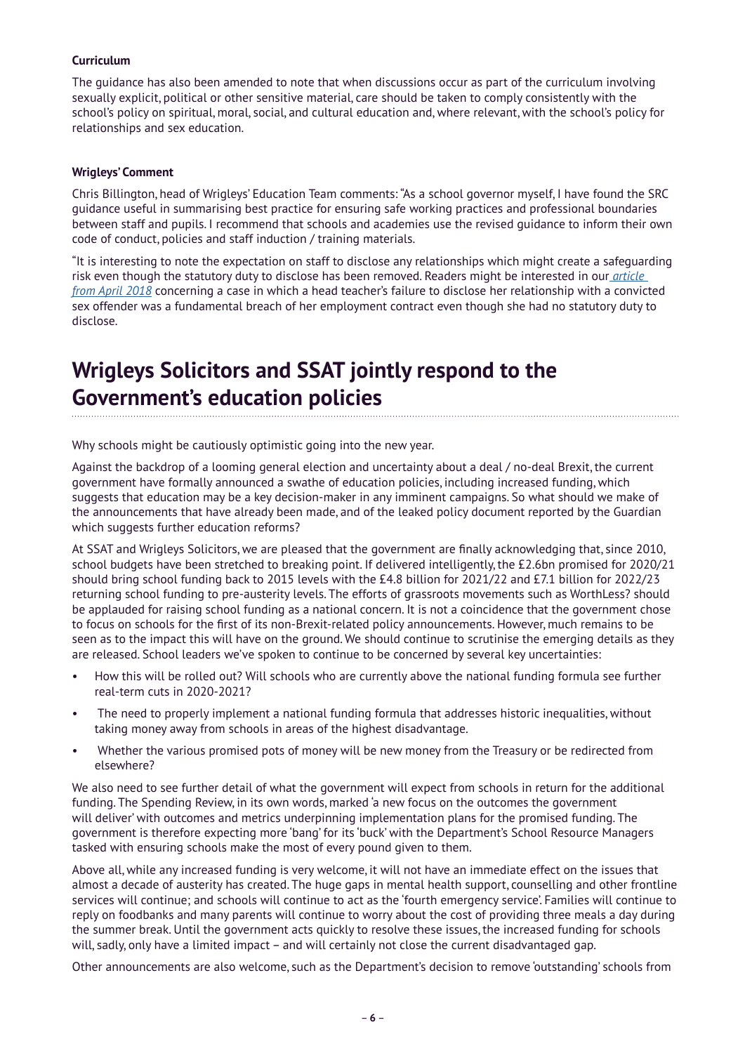**Curriculum**

The guidance has also been amended to note that when discussions occur as part of the curriculum involving sexually explicit, political or other sensitive material, care should be taken to comply consistently with the school's policy on spiritual, moral, social, and cultural education and, where relevant, with the school's policy for relationships and sex education.

**Wrigleys' Comment**

Chris Billington, head of Wrigleys' Education Team comments: "As a school governor myself, I have found the SRC guidance useful in summarising best practice for ensuring safe working practices and professional boundaries between staff and pupils. I recommend that schools and academies use the revised guidance to inform their own code of conduct, policies and staff induction / training materials.

"It is interesting to note the expectation on staff to disclose any relationships which might create a safeguarding risk even though the statutory duty to disclose has been removed. Readers might be interested in our *article from April 2018* concerning a case in which a head teacher's failure to disclose her relationship with a convicted sex offender was a fundamental breach of her employment contract even though she had no statutory duty to disclose.

# Wrigleys Solicitors and SSAT jointly respond to the Government's education policies

Why schools might be cautiously optimistic going into the new year.

Against the backdrop of a looming general election and uncertainty about a deal / no-deal Brexit, the current government have formally announced a swathe of education policies, including increased funding, which suggests that education may be a key decision-maker in any imminent campaigns. So what should we make of the announcements that have already been made, and of the leaked policy document reported by the Guardian which suggests further education reforms?

At SSAT and Wrigleys Solicitors, we are pleased that the government are finally acknowledging that, since 2010, school budgets have been stretched to breaking point. If delivered intelligently, the £2.6bn promised for 2020/21 should bring school funding back to 2015 levels with the £4.8 billion for 2021/22 and £7.1 billion for 2022/23 returning school funding to pre-austerity levels. The efforts of grassroots movements such as WorthLess? should be applauded for raising school funding as a national concern. It is not a coincidence that the government chose to focus on schools for the first of its non-Brexit-related policy announcements. However, much remains to be seen as to the impact this will have on the ground. We should continue to scrutinise the emerging details as they are released. School leaders we've spoken to continue to be concerned by several key uncertainties:

- How this will be rolled out? Will schools who are currently above the national funding formula see further real-term cuts in 2020-2021?
- The need to properly implement a national funding formula that addresses historic inequalities, without taking money away from schools in areas of the highest disadvantage.
- Whether the various promised pots of money will be new money from the Treasury or be redirected from elsewhere?

We also need to see further detail of what the government will expect from schools in return for the additional funding. The Spending Review, in its own words, marked 'a new focus on the outcomes the government will deliver' with outcomes and metrics underpinning implementation plans for the promised funding. The government is therefore expecting more 'bang' for its 'buck' with the Department's School Resource Managers tasked with ensuring schools make the most of every pound given to them.

Above all, while any increased funding is very welcome, it will not have an immediate effect on the issues that almost a decade of austerity has created. The huge gaps in mental health support, counselling and other frontline services will continue; and schools will continue to act as the 'fourth emergency service'. Families will continue to reply on foodbanks and many parents will continue to worry about the cost of providing three meals a day during the summer break. Until the government acts quickly to resolve these issues, the increased funding for schools will, sadly, only have a limited impact – and will certainly not close the current disadvantaged gap.

Other announcements are also welcome, such as the Department's decision to remove 'outstanding' schools from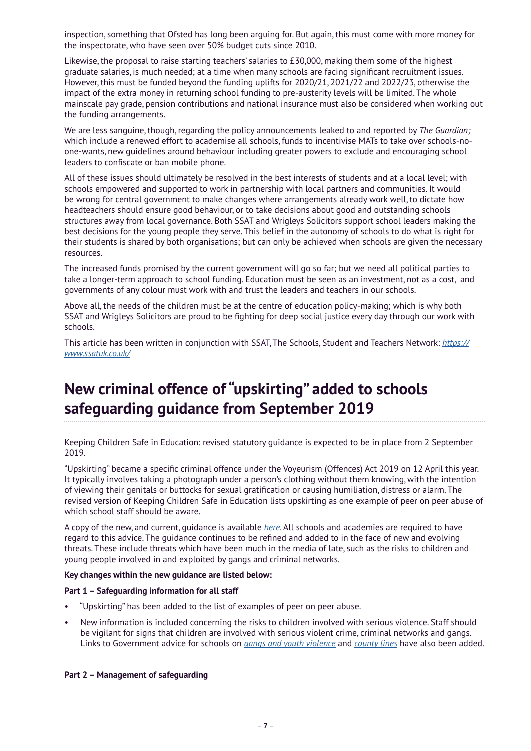inspection, something that Ofsted has long been arguing for. But again, this must come with more money for the inspectorate, who have seen over 50% budget cuts since 2010.

Likewise, the proposal to raise starting teachers' salaries to £30,000, making them some of the highest graduate salaries, is much needed; at a time when many schools are facing significant recruitment issues. However, this must be funded beyond the funding uplifts for 2020/21, 2021/22 and 2022/23, otherwise the impact of the extra money in returning school funding to pre-austerity levels will be limited. The whole mainscale pay grade, pension contributions and national insurance must also be considered when working out the funding arrangements.

We are less sanguine, though, regarding the policy announcements leaked to and reported by *The Guardian;* which include a renewed effort to academise all schools, funds to incentivise MATs to take over schools-no-one-wants, new guidelines around behaviour including greater powers to exclude and encouraging school leaders to confiscate or ban mobile phone.

All of these issues should ultimately be resolved in the best interests of students and at a local level; with schools empowered and supported to work in partnership with local partners and communities. It would be wrong for central government to make changes where arrangements already work well, to dictate how headteachers should ensure good behaviour, or to take decisions about good and outstanding schools structures away from local governance. Both SSAT and Wrigleys Solicitors support school leaders making the best decisions for the young people they serve. This belief in the autonomy of schools to do what is right for their students is shared by both organisations; but can only be achieved when schools are given the necessary resources.

The increased funds promised by the current government will go so far; but we need all political parties to take a longer-term approach to school funding. Education must be seen as an investment, not as a cost, and governments of any colour must work with and trust the leaders and teachers in our schools.

Above all, the needs of the children must be at the centre of education policy-making; which is why both SSAT and Wrigleys Solicitors are proud to be fighting for deep social justice every day through our work with schools.

This article has been written in conjunction with SSAT, The Schools, Student and Teachers Network: https://www.ssatuk.co.uk/

## New criminal offence of "upskirting" added to schools safeguarding guidance from September 2019

Keeping Children Safe in Education: revised statutory guidance is expected to be in place from 2 September 2019.

"Upskirting" became a specific criminal offence under the Voyeurism (Offences) Act 2019 on 12 April this year. It typically involves taking a photograph under a person's clothing without them knowing, with the intention of viewing their genitals or buttocks for sexual gratification or causing humiliation, distress or alarm. The revised version of Keeping Children Safe in Education lists upskirting as one example of peer on peer abuse of which school staff should be aware.

A copy of the new, and current, guidance is available *here*. All schools and academies are required to have regard to this advice. The guidance continues to be refined and added to in the face of new and evolving threats. These include threats which have been much in the media of late, such as the risks to children and young people involved in and exploited by gangs and criminal networks.

**Key changes within the new guidance are listed below:**

**Part 1 – Safeguarding information for all staff**

- "Upskirting" has been added to the list of examples of peer on peer abuse.
- New information is included concerning the risks to children involved with serious violence. Staff should be vigilant for signs that children are involved with serious violent crime, criminal networks and gangs. Links to Government advice for schools on *gangs and youth violence* and *county lines* have also been added.

**Part 2 – Management of safeguarding**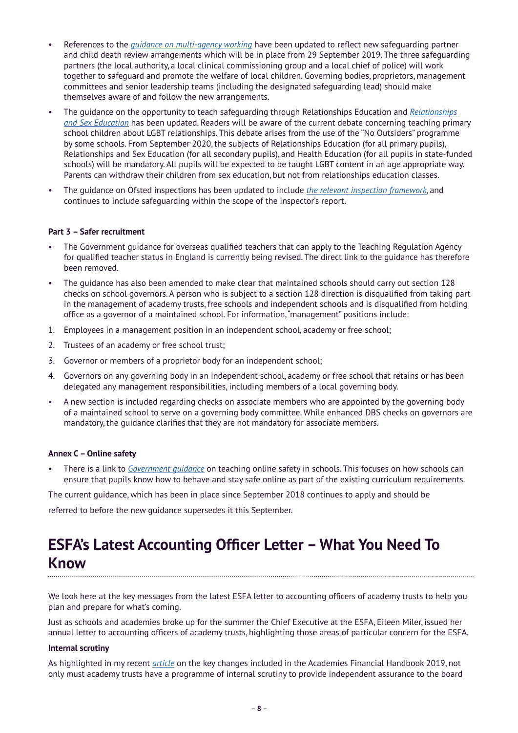- References to the *guidance on multi-agency working* have been updated to reflect new safeguarding partner and child death review arrangements which will be in place from 29 September 2019. The three safeguarding partners (the local authority, a local clinical commissioning group and a local chief of police) will work together to safeguard and promote the welfare of local children. Governing bodies, proprietors, management committees and senior leadership teams (including the designated safeguarding lead) should make themselves aware of and follow the new arrangements.
- The guidance on the opportunity to teach safeguarding through Relationships Education and *Relationships and Sex Education* has been updated. Readers will be aware of the current debate concerning teaching primary school children about LGBT relationships. This debate arises from the use of the "No Outsiders" programme by some schools. From September 2020, the subjects of Relationships Education (for all primary pupils), Relationships and Sex Education (for all secondary pupils), and Health Education (for all pupils in state-funded schools) will be mandatory. All pupils will be expected to be taught LGBT content in an age appropriate way. Parents can withdraw their children from sex education, but not from relationships education classes.
- The guidance on Ofsted inspections has been updated to include *the relevant inspection framework*, and continues to include safeguarding within the scope of the inspector's report.

**Part 3 – Safer recruitment**

- The Government guidance for overseas qualified teachers that can apply to the Teaching Regulation Agency for qualified teacher status in England is currently being revised. The direct link to the guidance has therefore been removed.
- The guidance has also been amended to make clear that maintained schools should carry out section 128 checks on school governors. A person who is subject to a section 128 direction is disqualified from taking part in the management of academy trusts, free schools and independent schools and is disqualified from holding office as a governor of a maintained school. For information, "management" positions include:

1. Employees in a management position in an independent school, academy or free school;
2. Trustees of an academy or free school trust;
3. Governor or members of a proprietor body for an independent school;
4. Governors on any governing body in an independent school, academy or free school that retains or has been delegated any management responsibilities, including members of a local governing body.

- A new section is included regarding checks on associate members who are appointed by the governing body of a maintained school to serve on a governing body committee. While enhanced DBS checks on governors are mandatory, the guidance clarifies that they are not mandatory for associate members.

**Annex C – Online safety**

- There is a link to *Government guidance* on teaching online safety in schools. This focuses on how schools can ensure that pupils know how to behave and stay safe online as part of the existing curriculum requirements.

The current guidance, which has been in place since September 2018 continues to apply and should be referred to before the new guidance supersedes it this September.

## ESFA's Latest Accounting Officer Letter – What You Need To Know

We look here at the key messages from the latest ESFA letter to accounting officers of academy trusts to help you plan and prepare for what's coming.

Just as schools and academies broke up for the summer the Chief Executive at the ESFA, Eileen Miler, issued her annual letter to accounting officers of academy trusts, highlighting those areas of particular concern for the ESFA.

**Internal scrutiny**

As highlighted in my recent *article* on the key changes included in the Academies Financial Handbook 2019, not only must academy trusts have a programme of internal scrutiny to provide independent assurance to the board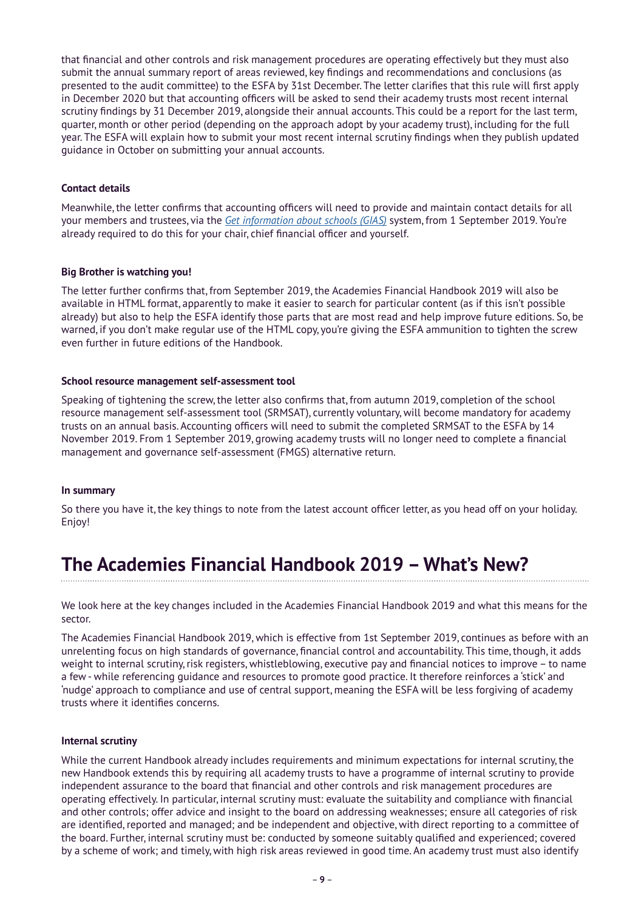that financial and other controls and risk management procedures are operating effectively but they must also submit the annual summary report of areas reviewed, key findings and recommendations and conclusions (as presented to the audit committee) to the ESFA by 31st December. The letter clarifies that this rule will first apply in December 2020 but that accounting officers will be asked to send their academy trusts most recent internal scrutiny findings by 31 December 2019, alongside their annual accounts. This could be a report for the last term, quarter, month or other period (depending on the approach adopt by your academy trust), including for the full year. The ESFA will explain how to submit your most recent internal scrutiny findings when they publish updated guidance in October on submitting your annual accounts.

#### Contact details

Meanwhile, the letter confirms that accounting officers will need to provide and maintain contact details for all your members and trustees, via the *Get information about schools (GIAS)* system, from 1 September 2019. You're already required to do this for your chair, chief financial officer and yourself.

#### Big Brother is watching you!

The letter further confirms that, from September 2019, the Academies Financial Handbook 2019 will also be available in HTML format, apparently to make it easier to search for particular content (as if this isn't possible already) but also to help the ESFA identify those parts that are most read and help improve future editions. So, be warned, if you don't make regular use of the HTML copy, you're giving the ESFA ammunition to tighten the screw even further in future editions of the Handbook.

#### School resource management self-assessment tool

Speaking of tightening the screw, the letter also confirms that, from autumn 2019, completion of the school resource management self-assessment tool (SRMSAT), currently voluntary, will become mandatory for academy trusts on an annual basis. Accounting officers will need to submit the completed SRMSAT to the ESFA by 14 November 2019. From 1 September 2019, growing academy trusts will no longer need to complete a financial management and governance self-assessment (FMGS) alternative return.

#### In summary

So there you have it, the key things to note from the latest account officer letter, as you head off on your holiday. Enjoy!

## The Academies Financial Handbook 2019 – What's New?

We look here at the key changes included in the Academies Financial Handbook 2019 and what this means for the sector.

The Academies Financial Handbook 2019, which is effective from 1st September 2019, continues as before with an unrelenting focus on high standards of governance, financial control and accountability. This time, though, it adds weight to internal scrutiny, risk registers, whistleblowing, executive pay and financial notices to improve – to name a few - while referencing guidance and resources to promote good practice. It therefore reinforces a 'stick' and 'nudge' approach to compliance and use of central support, meaning the ESFA will be less forgiving of academy trusts where it identifies concerns.

#### Internal scrutiny

While the current Handbook already includes requirements and minimum expectations for internal scrutiny, the new Handbook extends this by requiring all academy trusts to have a programme of internal scrutiny to provide independent assurance to the board that financial and other controls and risk management procedures are operating effectively. In particular, internal scrutiny must: evaluate the suitability and compliance with financial and other controls; offer advice and insight to the board on addressing weaknesses; ensure all categories of risk are identified, reported and managed; and be independent and objective, with direct reporting to a committee of the board. Further, internal scrutiny must be: conducted by someone suitably qualified and experienced; covered by a scheme of work; and timely, with high risk areas reviewed in good time. An academy trust must also identify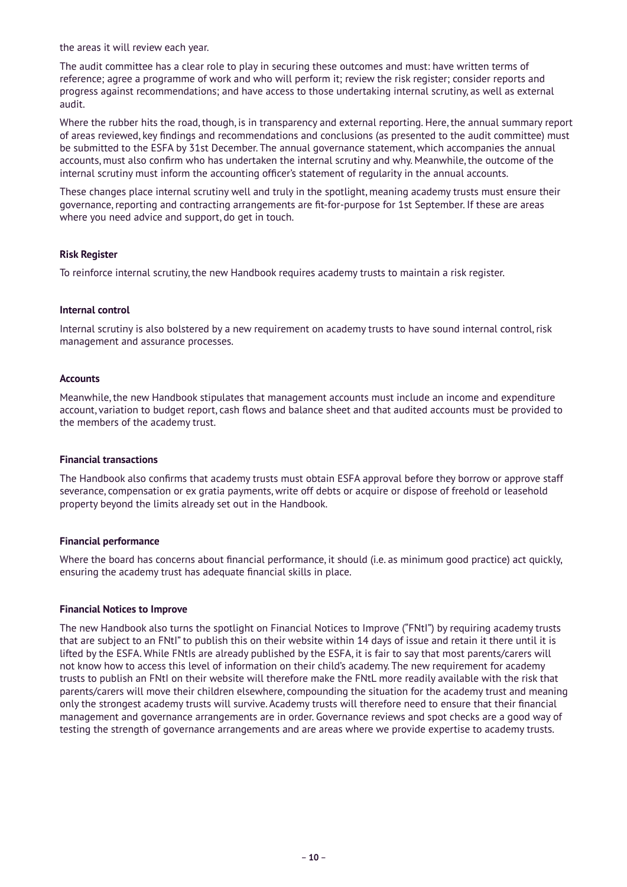the areas it will review each year.

The audit committee has a clear role to play in securing these outcomes and must: have written terms of reference; agree a programme of work and who will perform it; review the risk register; consider reports and progress against recommendations; and have access to those undertaking internal scrutiny, as well as external audit.

Where the rubber hits the road, though, is in transparency and external reporting. Here, the annual summary report of areas reviewed, key findings and recommendations and conclusions (as presented to the audit committee) must be submitted to the ESFA by 31st December. The annual governance statement, which accompanies the annual accounts, must also confirm who has undertaken the internal scrutiny and why. Meanwhile, the outcome of the internal scrutiny must inform the accounting officer's statement of regularity in the annual accounts.

These changes place internal scrutiny well and truly in the spotlight, meaning academy trusts must ensure their governance, reporting and contracting arrangements are fit-for-purpose for 1st September. If these are areas where you need advice and support, do get in touch.

**Risk Register**

To reinforce internal scrutiny, the new Handbook requires academy trusts to maintain a risk register.

**Internal control**

Internal scrutiny is also bolstered by a new requirement on academy trusts to have sound internal control, risk management and assurance processes.

**Accounts**

Meanwhile, the new Handbook stipulates that management accounts must include an income and expenditure account, variation to budget report, cash flows and balance sheet and that audited accounts must be provided to the members of the academy trust.

**Financial transactions**

The Handbook also confirms that academy trusts must obtain ESFA approval before they borrow or approve staff severance, compensation or ex gratia payments, write off debts or acquire or dispose of freehold or leasehold property beyond the limits already set out in the Handbook.

**Financial performance**

Where the board has concerns about financial performance, it should (i.e. as minimum good practice) act quickly, ensuring the academy trust has adequate financial skills in place.

**Financial Notices to Improve**

The new Handbook also turns the spotlight on Financial Notices to Improve ("FNtI") by requiring academy trusts that are subject to an FNtI" to publish this on their website within 14 days of issue and retain it there until it is lifted by the ESFA. While FNtIs are already published by the ESFA, it is fair to say that most parents/carers will not know how to access this level of information on their child's academy. The new requirement for academy trusts to publish an FNtI on their website will therefore make the FNtL more readily available with the risk that parents/carers will move their children elsewhere, compounding the situation for the academy trust and meaning only the strongest academy trusts will survive. Academy trusts will therefore need to ensure that their financial management and governance arrangements are in order. Governance reviews and spot checks are a good way of testing the strength of governance arrangements and are areas where we provide expertise to academy trusts.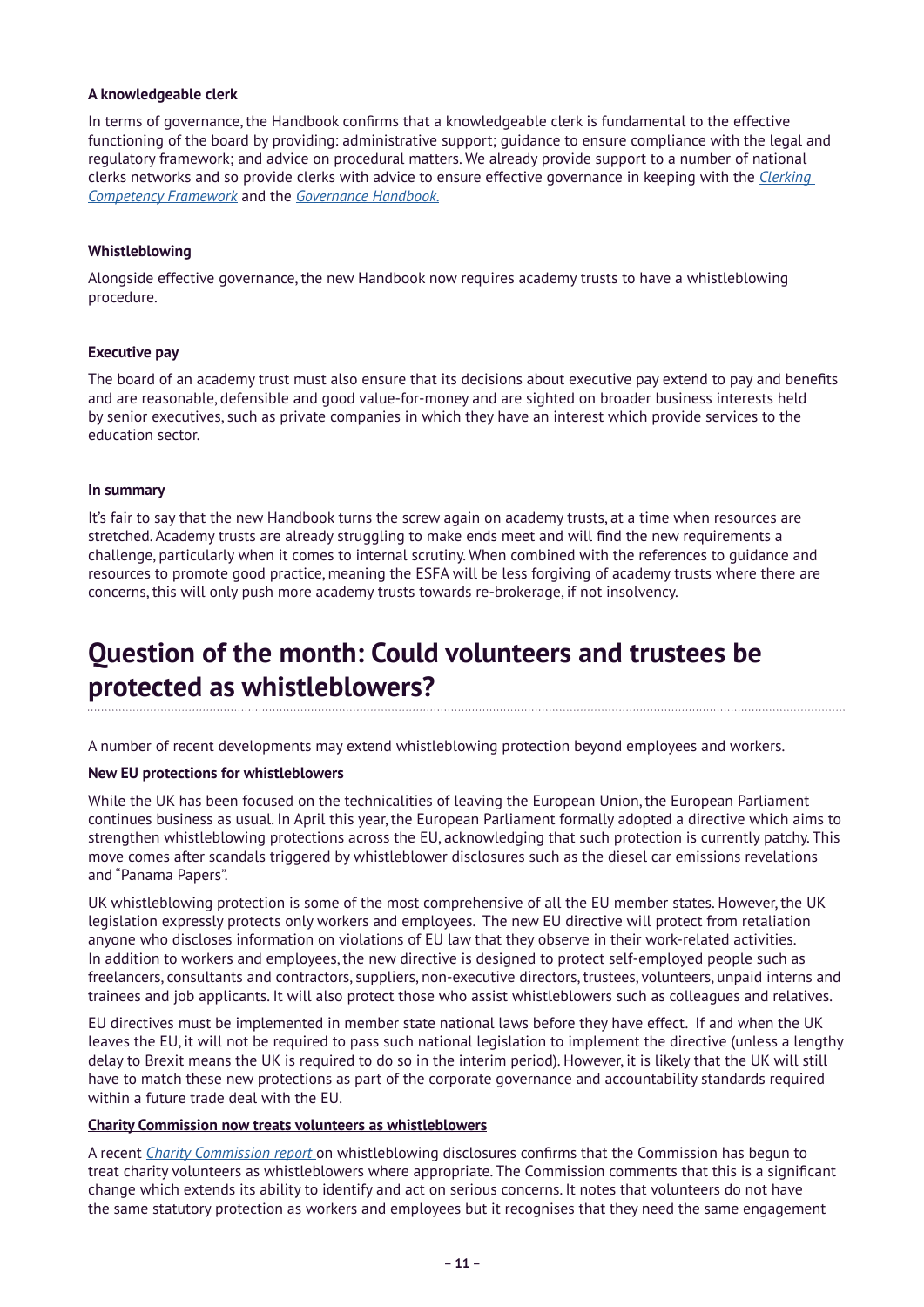### A knowledgeable clerk

In terms of governance, the Handbook confirms that a knowledgeable clerk is fundamental to the effective functioning of the board by providing: administrative support; guidance to ensure compliance with the legal and regulatory framework; and advice on procedural matters. We already provide support to a number of national clerks networks and so provide clerks with advice to ensure effective governance in keeping with the *Clerking Competency Framework* and the *Governance Handbook.*

### Whistleblowing

Alongside effective governance, the new Handbook now requires academy trusts to have a whistleblowing procedure.

### Executive pay

The board of an academy trust must also ensure that its decisions about executive pay extend to pay and benefits and are reasonable, defensible and good value-for-money and are sighted on broader business interests held by senior executives, such as private companies in which they have an interest which provide services to the education sector.

### In summary

It's fair to say that the new Handbook turns the screw again on academy trusts, at a time when resources are stretched. Academy trusts are already struggling to make ends meet and will find the new requirements a challenge, particularly when it comes to internal scrutiny. When combined with the references to guidance and resources to promote good practice, meaning the ESFA will be less forgiving of academy trusts where there are concerns, this will only push more academy trusts towards re-brokerage, if not insolvency.

## Question of the month: Could volunteers and trustees be protected as whistleblowers?

A number of recent developments may extend whistleblowing protection beyond employees and workers.

**New EU protections for whistleblowers**

While the UK has been focused on the technicalities of leaving the European Union, the European Parliament continues business as usual. In April this year, the European Parliament formally adopted a directive which aims to strengthen whistleblowing protections across the EU, acknowledging that such protection is currently patchy. This move comes after scandals triggered by whistleblower disclosures such as the diesel car emissions revelations and "Panama Papers".

UK whistleblowing protection is some of the most comprehensive of all the EU member states. However, the UK legislation expressly protects only workers and employees. The new EU directive will protect from retaliation anyone who discloses information on violations of EU law that they observe in their work-related activities. In addition to workers and employees, the new directive is designed to protect self-employed people such as freelancers, consultants and contractors, suppliers, non-executive directors, trustees, volunteers, unpaid interns and trainees and job applicants. It will also protect those who assist whistleblowers such as colleagues and relatives.

EU directives must be implemented in member state national laws before they have effect. If and when the UK leaves the EU, it will not be required to pass such national legislation to implement the directive (unless a lengthy delay to Brexit means the UK is required to do so in the interim period). However, it is likely that the UK will still have to match these new protections as part of the corporate governance and accountability standards required within a future trade deal with the EU.

**Charity Commission now treats volunteers as whistleblowers**

A recent *Charity Commission report* on whistleblowing disclosures confirms that the Commission has begun to treat charity volunteers as whistleblowers where appropriate. The Commission comments that this is a significant change which extends its ability to identify and act on serious concerns. It notes that volunteers do not have the same statutory protection as workers and employees but it recognises that they need the same engagement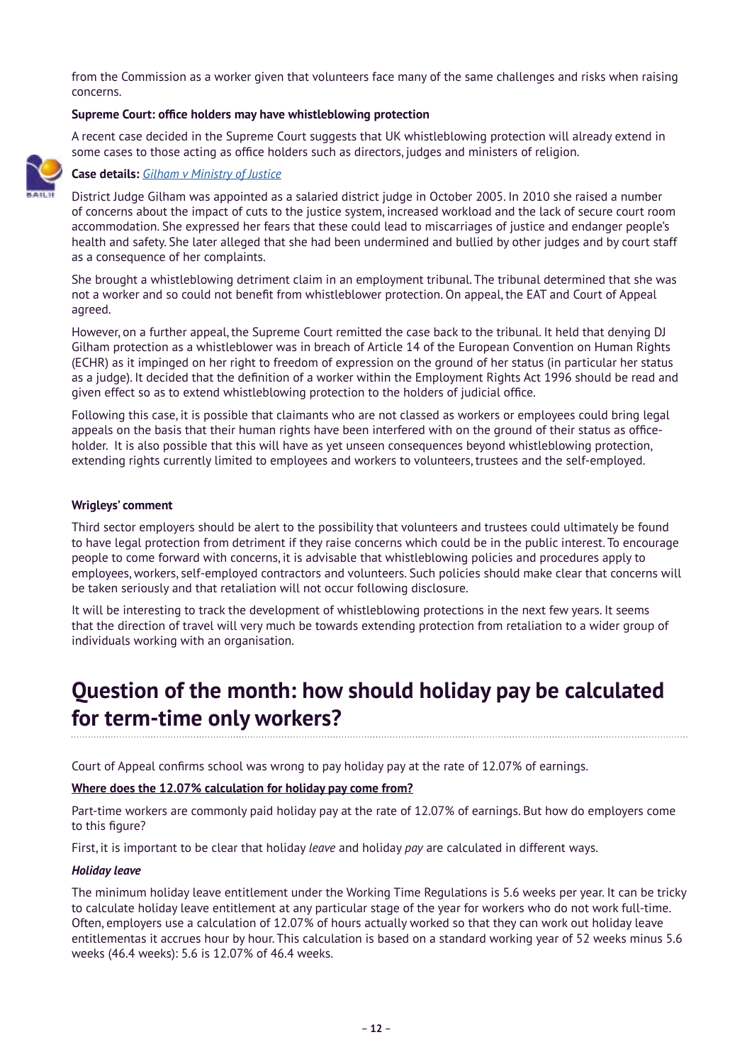from the Commission as a worker given that volunteers face many of the same challenges and risks when raising concerns.

**Supreme Court: office holders may have whistleblowing protection**

A recent case decided in the Supreme Court suggests that UK whistleblowing protection will already extend in some cases to those acting as office holders such as directors, judges and ministers of religion.

**Case details:** *Gilham v Ministry of Justice*

District Judge Gilham was appointed as a salaried district judge in October 2005. In 2010 she raised a number of concerns about the impact of cuts to the justice system, increased workload and the lack of secure court room accommodation. She expressed her fears that these could lead to miscarriages of justice and endanger people's health and safety. She later alleged that she had been undermined and bullied by other judges and by court staff as a consequence of her complaints.

She brought a whistleblowing detriment claim in an employment tribunal. The tribunal determined that she was not a worker and so could not benefit from whistleblower protection. On appeal, the EAT and Court of Appeal agreed.

However, on a further appeal, the Supreme Court remitted the case back to the tribunal. It held that denying DJ Gilham protection as a whistleblower was in breach of Article 14 of the European Convention on Human Rights (ECHR) as it impinged on her right to freedom of expression on the ground of her status (in particular her status as a judge). It decided that the definition of a worker within the Employment Rights Act 1996 should be read and given effect so as to extend whistleblowing protection to the holders of judicial office.

Following this case, it is possible that claimants who are not classed as workers or employees could bring legal appeals on the basis that their human rights have been interfered with on the ground of their status as office-holder. It is also possible that this will have as yet unseen consequences beyond whistleblowing protection, extending rights currently limited to employees and workers to volunteers, trustees and the self-employed.

**Wrigleys' comment**

Third sector employers should be alert to the possibility that volunteers and trustees could ultimately be found to have legal protection from detriment if they raise concerns which could be in the public interest. To encourage people to come forward with concerns, it is advisable that whistleblowing policies and procedures apply to employees, workers, self-employed contractors and volunteers. Such policies should make clear that concerns will be taken seriously and that retaliation will not occur following disclosure.

It will be interesting to track the development of whistleblowing protections in the next few years. It seems that the direction of travel will very much be towards extending protection from retaliation to a wider group of individuals working with an organisation.

# Question of the month: how should holiday pay be calculated for term-time only workers?

Court of Appeal confirms school was wrong to pay holiday pay at the rate of 12.07% of earnings.

**Where does the 12.07% calculation for holiday pay come from?**

Part-time workers are commonly paid holiday pay at the rate of 12.07% of earnings. But how do employers come to this figure?

First, it is important to be clear that holiday *leave* and holiday *pay* are calculated in different ways.

***Holiday leave***

The minimum holiday leave entitlement under the Working Time Regulations is 5.6 weeks per year. It can be tricky to calculate holiday leave entitlement at any particular stage of the year for workers who do not work full-time. Often, employers use a calculation of 12.07% of hours actually worked so that they can work out holiday leave entitlementas it accrues hour by hour. This calculation is based on a standard working year of 52 weeks minus 5.6 weeks (46.4 weeks): 5.6 is 12.07% of 46.4 weeks.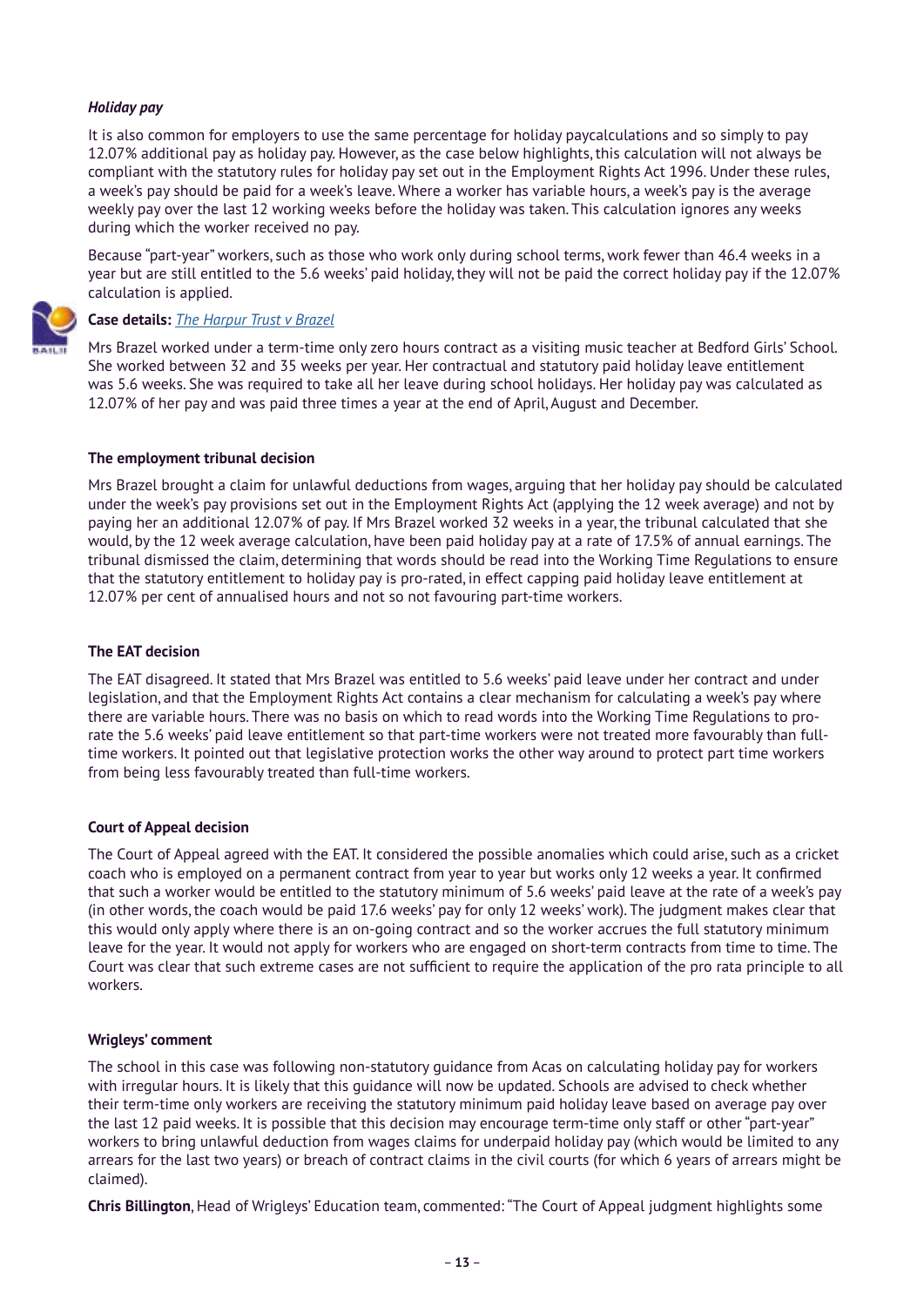***Holiday pay***

It is also common for employers to use the same percentage for holiday paycalculations and so simply to pay 12.07% additional pay as holiday pay. However, as the case below highlights, this calculation will not always be compliant with the statutory rules for holiday pay set out in the Employment Rights Act 1996. Under these rules, a week's pay should be paid for a week's leave. Where a worker has variable hours, a week's pay is the average weekly pay over the last 12 working weeks before the holiday was taken. This calculation ignores any weeks during which the worker received no pay.

Because "part-year" workers, such as those who work only during school terms, work fewer than 46.4 weeks in a year but are still entitled to the 5.6 weeks' paid holiday, they will not be paid the correct holiday pay if the 12.07% calculation is applied.

**Case details:** *The Harpur Trust v Brazel*

Mrs Brazel worked under a term-time only zero hours contract as a visiting music teacher at Bedford Girls' School. She worked between 32 and 35 weeks per year. Her contractual and statutory paid holiday leave entitlement was 5.6 weeks. She was required to take all her leave during school holidays. Her holiday pay was calculated as 12.07% of her pay and was paid three times a year at the end of April, August and December.

**The employment tribunal decision**

Mrs Brazel brought a claim for unlawful deductions from wages, arguing that her holiday pay should be calculated under the week's pay provisions set out in the Employment Rights Act (applying the 12 week average) and not by paying her an additional 12.07% of pay. If Mrs Brazel worked 32 weeks in a year, the tribunal calculated that she would, by the 12 week average calculation, have been paid holiday pay at a rate of 17.5% of annual earnings. The tribunal dismissed the claim, determining that words should be read into the Working Time Regulations to ensure that the statutory entitlement to holiday pay is pro-rated, in effect capping paid holiday leave entitlement at 12.07% per cent of annualised hours and not so not favouring part-time workers.

**The EAT decision**

The EAT disagreed. It stated that Mrs Brazel was entitled to 5.6 weeks' paid leave under her contract and under legislation, and that the Employment Rights Act contains a clear mechanism for calculating a week's pay where there are variable hours. There was no basis on which to read words into the Working Time Regulations to pro-rate the 5.6 weeks' paid leave entitlement so that part-time workers were not treated more favourably than full-time workers. It pointed out that legislative protection works the other way around to protect part time workers from being less favourably treated than full-time workers.

**Court of Appeal decision**

The Court of Appeal agreed with the EAT. It considered the possible anomalies which could arise, such as a cricket coach who is employed on a permanent contract from year to year but works only 12 weeks a year. It confirmed that such a worker would be entitled to the statutory minimum of 5.6 weeks' paid leave at the rate of a week's pay (in other words, the coach would be paid 17.6 weeks' pay for only 12 weeks' work). The judgment makes clear that this would only apply where there is an on-going contract and so the worker accrues the full statutory minimum leave for the year. It would not apply for workers who are engaged on short-term contracts from time to time. The Court was clear that such extreme cases are not sufficient to require the application of the pro rata principle to all workers.

**Wrigleys' comment**

The school in this case was following non-statutory guidance from Acas on calculating holiday pay for workers with irregular hours. It is likely that this guidance will now be updated. Schools are advised to check whether their term-time only workers are receiving the statutory minimum paid holiday leave based on average pay over the last 12 paid weeks. It is possible that this decision may encourage term-time only staff or other "part-year" workers to bring unlawful deduction from wages claims for underpaid holiday pay (which would be limited to any arrears for the last two years) or breach of contract claims in the civil courts (for which 6 years of arrears might be claimed).

**Chris Billington**, Head of Wrigleys' Education team, commented: "The Court of Appeal judgment highlights some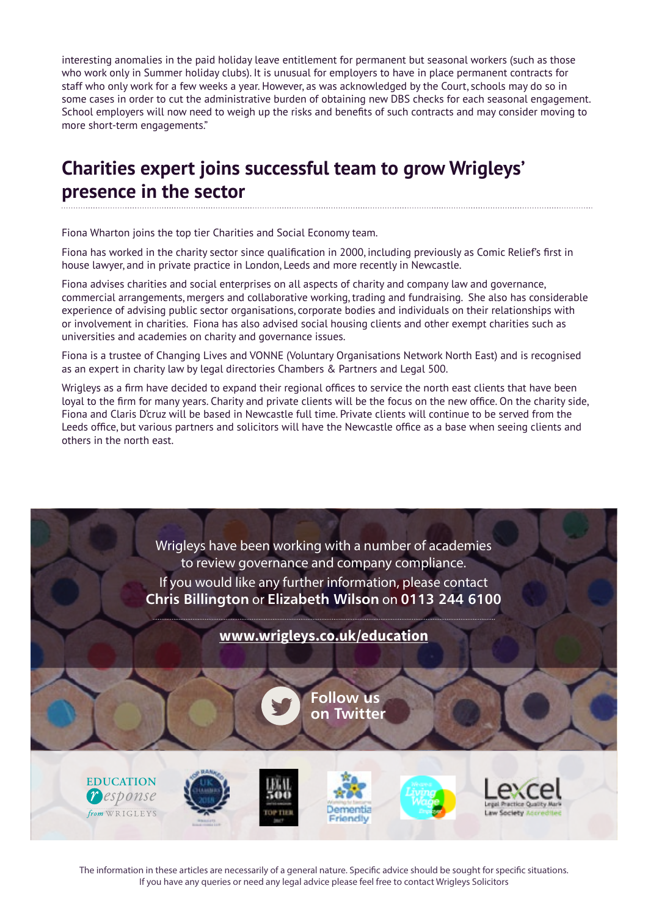interesting anomalies in the paid holiday leave entitlement for permanent but seasonal workers (such as those who work only in Summer holiday clubs). It is unusual for employers to have in place permanent contracts for staff who only work for a few weeks a year. However, as was acknowledged by the Court, schools may do so in some cases in order to cut the administrative burden of obtaining new DBS checks for each seasonal engagement. School employers will now need to weigh up the risks and benefits of such contracts and may consider moving to more short-term engagements."

## Charities expert joins successful team to grow Wrigleys' presence in the sector

Fiona Wharton joins the top tier Charities and Social Economy team.

Fiona has worked in the charity sector since qualification in 2000, including previously as Comic Relief's first in house lawyer, and in private practice in London, Leeds and more recently in Newcastle.

Fiona advises charities and social enterprises on all aspects of charity and company law and governance, commercial arrangements, mergers and collaborative working, trading and fundraising. She also has considerable experience of advising public sector organisations, corporate bodies and individuals on their relationships with or involvement in charities. Fiona has also advised social housing clients and other exempt charities such as universities and academies on charity and governance issues.

Fiona is a trustee of Changing Lives and VONNE (Voluntary Organisations Network North East) and is recognised as an expert in charity law by legal directories Chambers & Partners and Legal 500.

Wrigleys as a firm have decided to expand their regional offices to service the north east clients that have been loyal to the firm for many years. Charity and private clients will be the focus on the new office. On the charity side, Fiona and Claris D'cruz will be based in Newcastle full time. Private clients will continue to be served from the Leeds office, but various partners and solicitors will have the Newcastle office as a base when seeing clients and others in the north east.

Wrigleys have been working with a number of academies to review governance and company compliance.

If you would like any further information, please contact **Chris Billington** or **Elizabeth Wilson** on **0113 244 6100**

**www.wrigleys.co.uk/education**

**Follow us on Twitter**

The information in these articles are necessarily of a general nature. Specific advice should be sought for specific situations. If you have any queries or need any legal advice please feel free to contact Wrigleys Solicitors